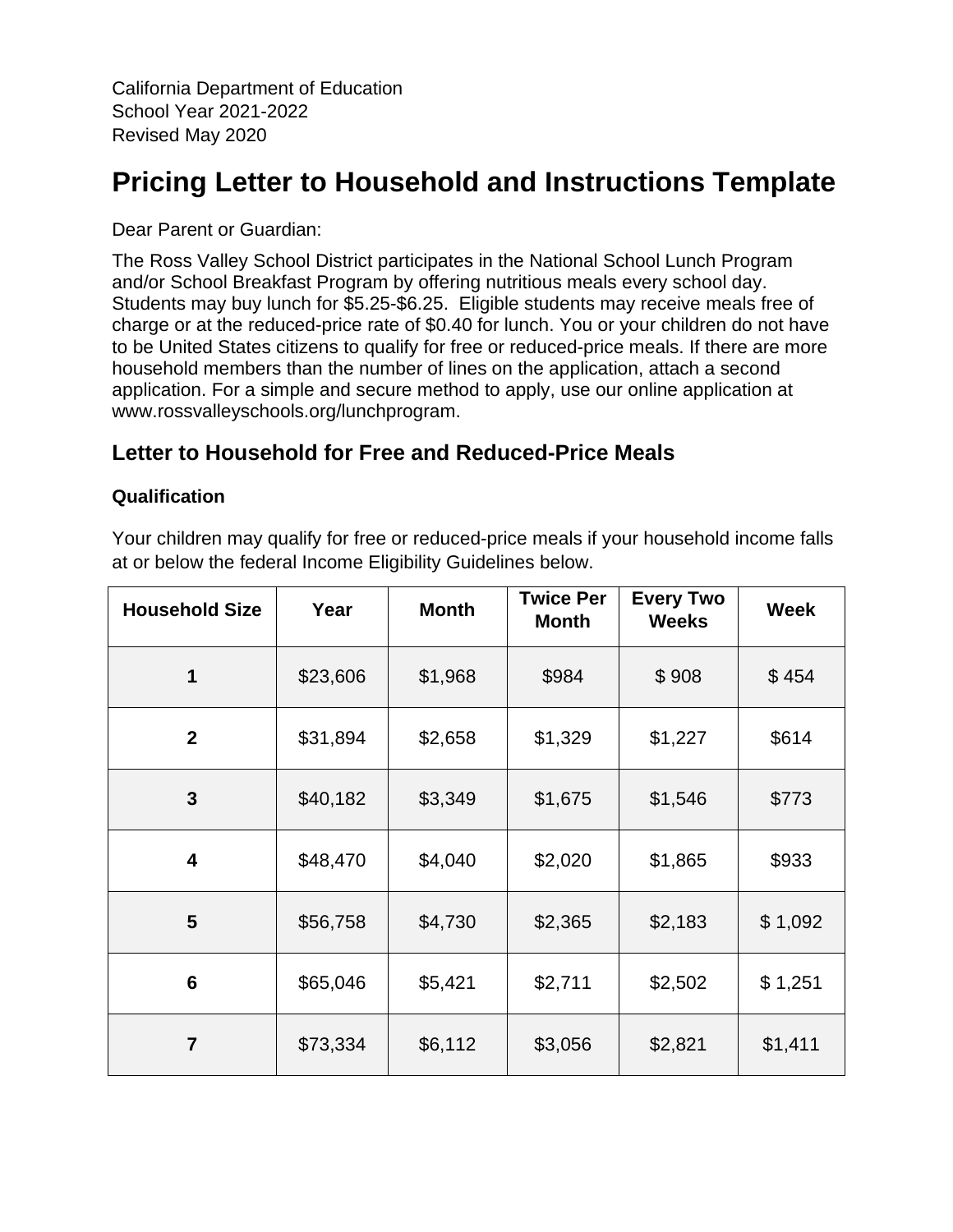California Department of Education
School Year 2021-2022
Revised May 2020

# Pricing Letter to Household and Instructions Template

Dear Parent or Guardian:

The Ross Valley School District participates in the National School Lunch Program and/or School Breakfast Program by offering nutritious meals every school day. Students may buy lunch for $5.25-$6.25. Eligible students may receive meals free of charge or at the reduced-price rate of $0.40 for lunch. You or your children do not have to be United States citizens to qualify for free or reduced-price meals. If there are more household members than the number of lines on the application, attach a second application. For a simple and secure method to apply, use our online application at www.rossvalleyschools.org/lunchprogram.

## Letter to Household for Free and Reduced-Price Meals

### Qualification

Your children may qualify for free or reduced-price meals if your household income falls at or below the federal Income Eligibility Guidelines below.

| Household Size | Year | Month | Twice Per Month | Every Two Weeks | Week |
|---|---|---|---|---|---|
| 1 | $23,606 | $1,968 | $984 | $ 908 | $ 454 |
| 2 | $31,894 | $2,658 | $1,329 | $1,227 | $614 |
| 3 | $40,182 | $3,349 | $1,675 | $1,546 | $773 |
| 4 | $48,470 | $4,040 | $2,020 | $1,865 | $933 |
| 5 | $56,758 | $4,730 | $2,365 | $2,183 | $ 1,092 |
| 6 | $65,046 | $5,421 | $2,711 | $2,502 | $ 1,251 |
| 7 | $73,334 | $6,112 | $3,056 | $2,821 | $1,411 |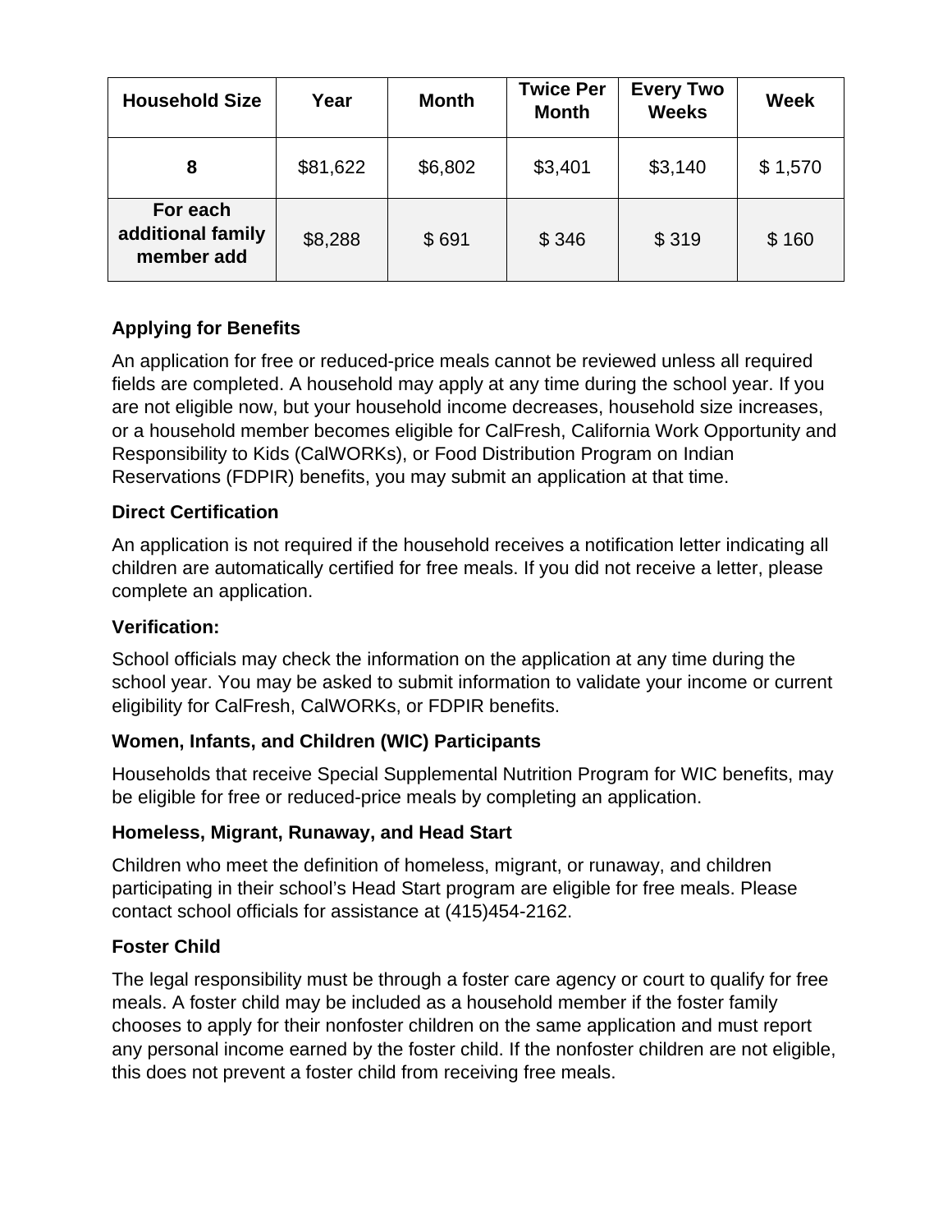| Household Size | Year | Month | Twice Per Month | Every Two Weeks | Week |
|---|---|---|---|---|---|
| **8** | $81,622 | $6,802 | $3,401 | $3,140 | $ 1,570 |
| **For each additional family member add** | $8,288 | $ 691 | $ 346 | $ 319 | $ 160 |

**Applying for Benefits**

An application for free or reduced-price meals cannot be reviewed unless all required fields are completed. A household may apply at any time during the school year. If you are not eligible now, but your household income decreases, household size increases, or a household member becomes eligible for CalFresh, California Work Opportunity and Responsibility to Kids (CalWORKs), or Food Distribution Program on Indian Reservations (FDPIR) benefits, you may submit an application at that time.

**Direct Certification**

An application is not required if the household receives a notification letter indicating all children are automatically certified for free meals. If you did not receive a letter, please complete an application.

**Verification:**

School officials may check the information on the application at any time during the school year. You may be asked to submit information to validate your income or current eligibility for CalFresh, CalWORKs, or FDPIR benefits.

**Women, Infants, and Children (WIC) Participants**

Households that receive Special Supplemental Nutrition Program for WIC benefits, may be eligible for free or reduced-price meals by completing an application.

**Homeless, Migrant, Runaway, and Head Start**

Children who meet the definition of homeless, migrant, or runaway, and children participating in their school's Head Start program are eligible for free meals. Please contact school officials for assistance at (415)454-2162.

**Foster Child**

The legal responsibility must be through a foster care agency or court to qualify for free meals. A foster child may be included as a household member if the foster family chooses to apply for their nonfoster children on the same application and must report any personal income earned by the foster child. If the nonfoster children are not eligible, this does not prevent a foster child from receiving free meals.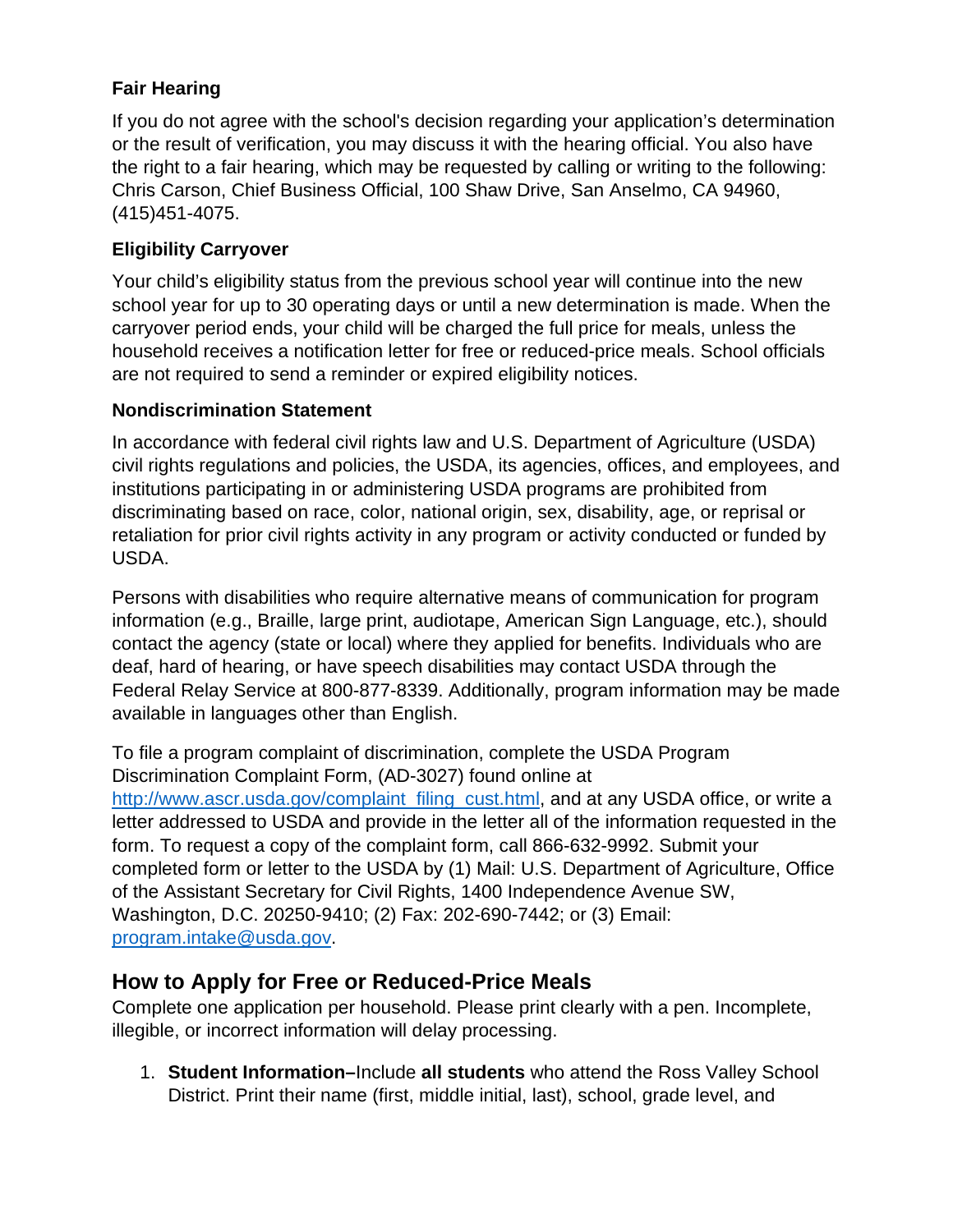### Fair Hearing

If you do not agree with the school's decision regarding your application's determination or the result of verification, you may discuss it with the hearing official. You also have the right to a fair hearing, which may be requested by calling or writing to the following: Chris Carson, Chief Business Official, 100 Shaw Drive, San Anselmo, CA 94960, (415)451-4075.

### Eligibility Carryover

Your child's eligibility status from the previous school year will continue into the new school year for up to 30 operating days or until a new determination is made. When the carryover period ends, your child will be charged the full price for meals, unless the household receives a notification letter for free or reduced-price meals. School officials are not required to send a reminder or expired eligibility notices.

### Nondiscrimination Statement

In accordance with federal civil rights law and U.S. Department of Agriculture (USDA) civil rights regulations and policies, the USDA, its agencies, offices, and employees, and institutions participating in or administering USDA programs are prohibited from discriminating based on race, color, national origin, sex, disability, age, or reprisal or retaliation for prior civil rights activity in any program or activity conducted or funded by USDA.

Persons with disabilities who require alternative means of communication for program information (e.g., Braille, large print, audiotape, American Sign Language, etc.), should contact the agency (state or local) where they applied for benefits. Individuals who are deaf, hard of hearing, or have speech disabilities may contact USDA through the Federal Relay Service at 800-877-8339. Additionally, program information may be made available in languages other than English.

To file a program complaint of discrimination, complete the USDA Program Discrimination Complaint Form, (AD-3027) found online at [http://www.ascr.usda.gov/complaint_filing_cust.html](http://www.ascr.usda.gov/complaint_filing_cust.html), and at any USDA office, or write a letter addressed to USDA and provide in the letter all of the information requested in the form. To request a copy of the complaint form, call 866-632-9992. Submit your completed form or letter to the USDA by (1) Mail: U.S. Department of Agriculture, Office of the Assistant Secretary for Civil Rights, 1400 Independence Avenue SW, Washington, D.C. 20250-9410; (2) Fax: 202-690-7442; or (3) Email: [program.intake@usda.gov](mailto:program.intake@usda.gov).

## How to Apply for Free or Reduced-Price Meals

Complete one application per household. Please print clearly with a pen. Incomplete, illegible, or incorrect information will delay processing.

1. **Student Information–**Include **all students** who attend the Ross Valley School District. Print their name (first, middle initial, last), school, grade level, and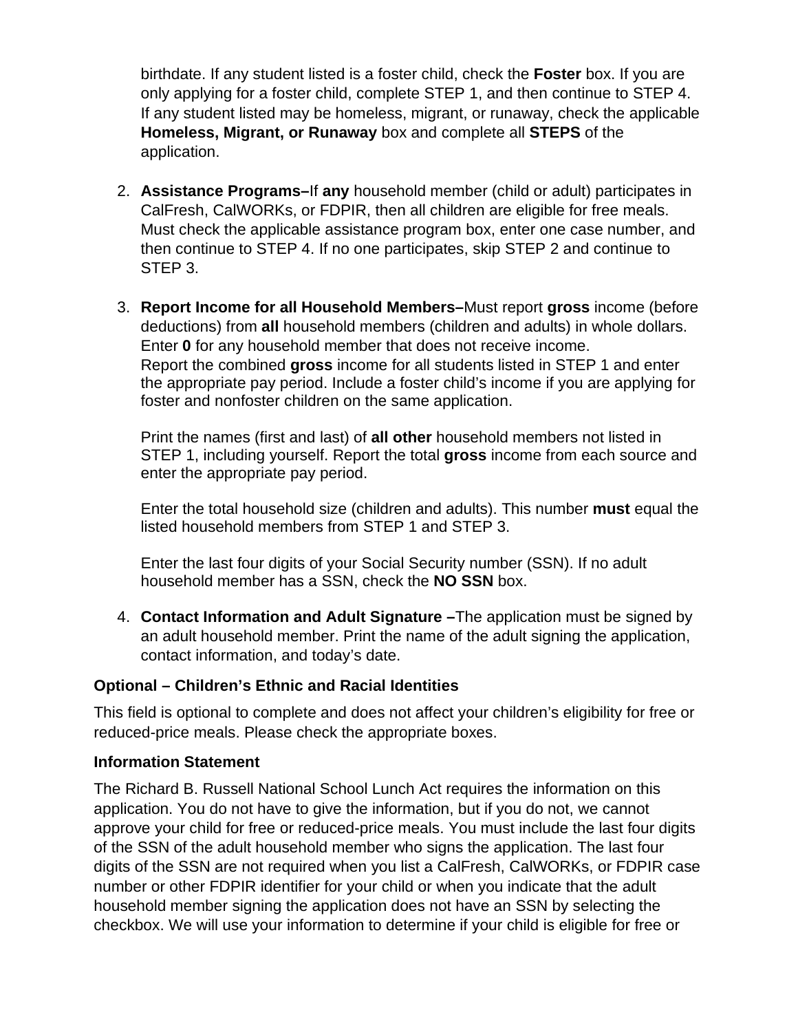birthdate. If any student listed is a foster child, check the **Foster** box. If you are only applying for a foster child, complete STEP 1, and then continue to STEP 4. If any student listed may be homeless, migrant, or runaway, check the applicable **Homeless, Migrant, or Runaway** box and complete all **STEPS** of the application.

2. **Assistance Programs–**If **any** household member (child or adult) participates in CalFresh, CalWORKs, or FDPIR, then all children are eligible for free meals. Must check the applicable assistance program box, enter one case number, and then continue to STEP 4. If no one participates, skip STEP 2 and continue to STEP 3.

3. **Report Income for all Household Members–**Must report **gross** income (before deductions) from **all** household members (children and adults) in whole dollars. Enter **0** for any household member that does not receive income.
   Report the combined **gross** income for all students listed in STEP 1 and enter the appropriate pay period. Include a foster child's income if you are applying for foster and nonfoster children on the same application.

   Print the names (first and last) of **all other** household members not listed in STEP 1, including yourself. Report the total **gross** income from each source and enter the appropriate pay period.

   Enter the total household size (children and adults). This number **must** equal the listed household members from STEP 1 and STEP 3.

   Enter the last four digits of your Social Security number (SSN). If no adult household member has a SSN, check the **NO SSN** box.

4. **Contact Information and Adult Signature –**The application must be signed by an adult household member. Print the name of the adult signing the application, contact information, and today's date.

**Optional – Children's Ethnic and Racial Identities**

This field is optional to complete and does not affect your children's eligibility for free or reduced-price meals. Please check the appropriate boxes.

**Information Statement**

The Richard B. Russell National School Lunch Act requires the information on this application. You do not have to give the information, but if you do not, we cannot approve your child for free or reduced-price meals. You must include the last four digits of the SSN of the adult household member who signs the application. The last four digits of the SSN are not required when you list a CalFresh, CalWORKs, or FDPIR case number or other FDPIR identifier for your child or when you indicate that the adult household member signing the application does not have an SSN by selecting the checkbox. We will use your information to determine if your child is eligible for free or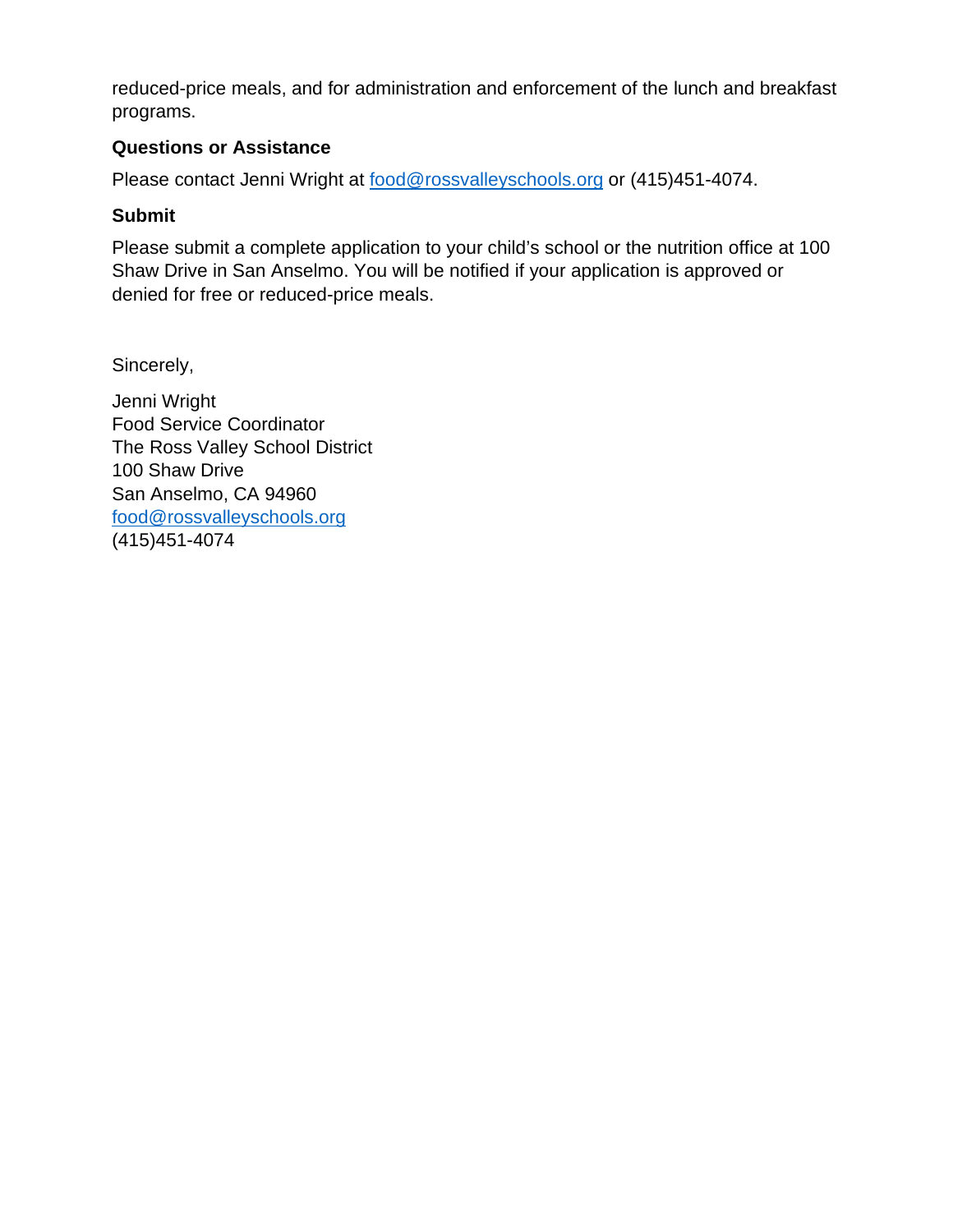reduced-price meals, and for administration and enforcement of the lunch and breakfast programs.

**Questions or Assistance**

Please contact Jenni Wright at food@rossvalleyschools.org or (415)451-4074.

**Submit**

Please submit a complete application to your child's school or the nutrition office at 100 Shaw Drive in San Anselmo. You will be notified if your application is approved or denied for free or reduced-price meals.

Sincerely,

Jenni Wright
Food Service Coordinator
The Ross Valley School District
100 Shaw Drive
San Anselmo, CA 94960
food@rossvalleyschools.org
(415)451-4074